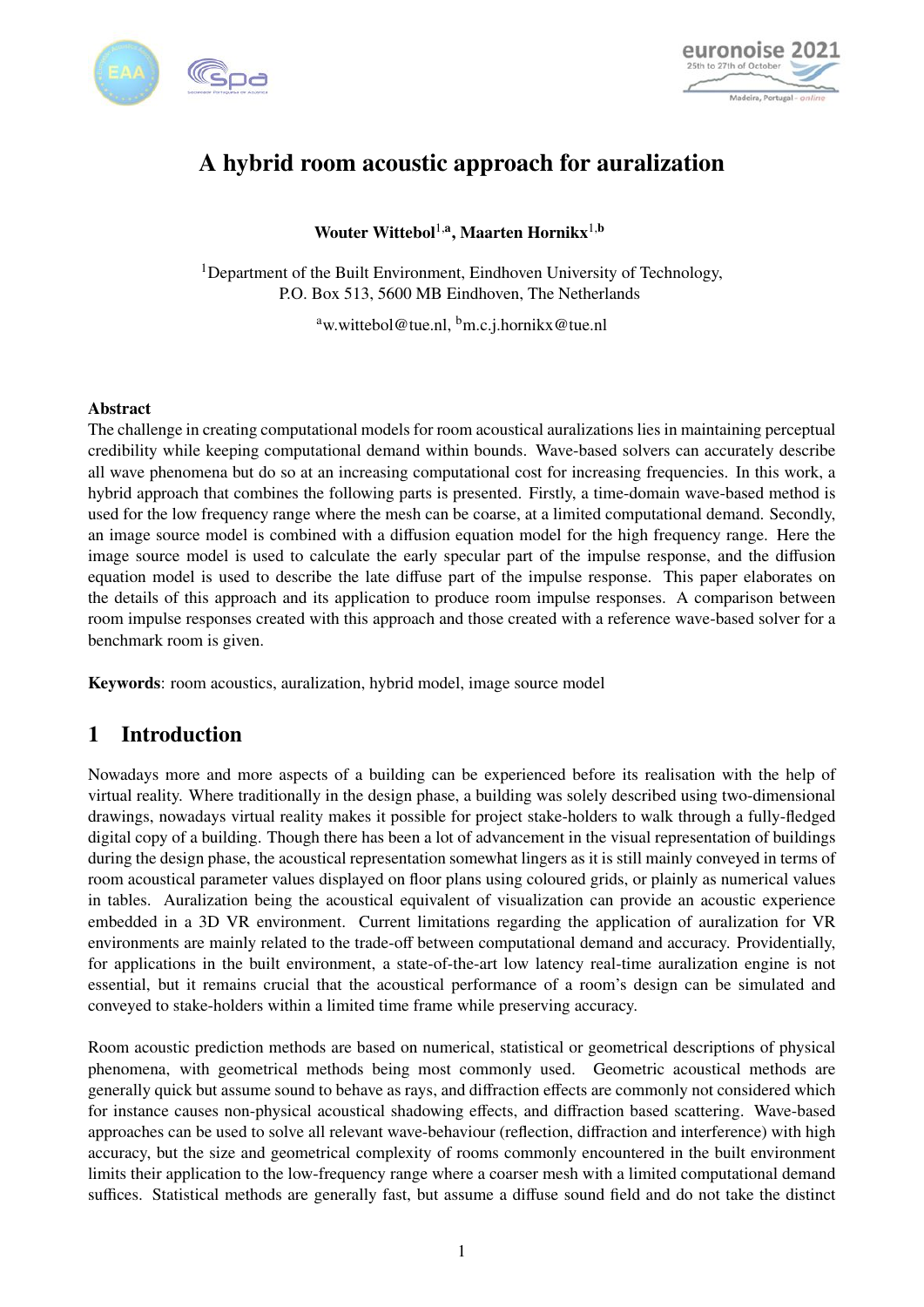# A hybrid room acoustic approach for auralization

**Wouter Wittebol**[1,a], **Maarten Hornikx**[1,b]

[1]Department of the Built Environment, Eindhoven University of Technology, P.O. Box 513, 5600 MB Eindhoven, The Netherlands

[a]w.wittebol@tue.nl, [b]m.c.j.hornikx@tue.nl

**Abstract**

The challenge in creating computational models for room acoustical auralizations lies in maintaining perceptual credibility while keeping computational demand within bounds. Wave-based solvers can accurately describe all wave phenomena but do so at an increasing computational cost for increasing frequencies. In this work, a hybrid approach that combines the following parts is presented. Firstly, a time-domain wave-based method is used for the low frequency range where the mesh can be coarse, at a limited computational demand. Secondly, an image source model is combined with a diffusion equation model for the high frequency range. Here the image source model is used to calculate the early specular part of the impulse response, and the diffusion equation model is used to describe the late diffuse part of the impulse response. This paper elaborates on the details of this approach and its application to produce room impulse responses. A comparison between room impulse responses created with this approach and those created with a reference wave-based solver for a benchmark room is given.

**Keywords**: room acoustics, auralization, hybrid model, image source model

## 1 Introduction

Nowadays more and more aspects of a building can be experienced before its realisation with the help of virtual reality. Where traditionally in the design phase, a building was solely described using two-dimensional drawings, nowadays virtual reality makes it possible for project stake-holders to walk through a fully-fledged digital copy of a building. Though there has been a lot of advancement in the visual representation of buildings during the design phase, the acoustical representation somewhat lingers as it is still mainly conveyed in terms of room acoustical parameter values displayed on floor plans using coloured grids, or plainly as numerical values in tables. Auralization being the acoustical equivalent of visualization can provide an acoustic experience embedded in a 3D VR environment. Current limitations regarding the application of auralization for VR environments are mainly related to the trade-off between computational demand and accuracy. Providentially, for applications in the built environment, a state-of-the-art low latency real-time auralization engine is not essential, but it remains crucial that the acoustical performance of a room's design can be simulated and conveyed to stake-holders within a limited time frame while preserving accuracy.

Room acoustic prediction methods are based on numerical, statistical or geometrical descriptions of physical phenomena, with geometrical methods being most commonly used. Geometric acoustical methods are generally quick but assume sound to behave as rays, and diffraction effects are commonly not considered which for instance causes non-physical acoustical shadowing effects, and diffraction based scattering. Wave-based approaches can be used to solve all relevant wave-behaviour (reflection, diffraction and interference) with high accuracy, but the size and geometrical complexity of rooms commonly encountered in the built environment limits their application to the low-frequency range where a coarser mesh with a limited computational demand suffices. Statistical methods are generally fast, but assume a diffuse sound field and do not take the distinct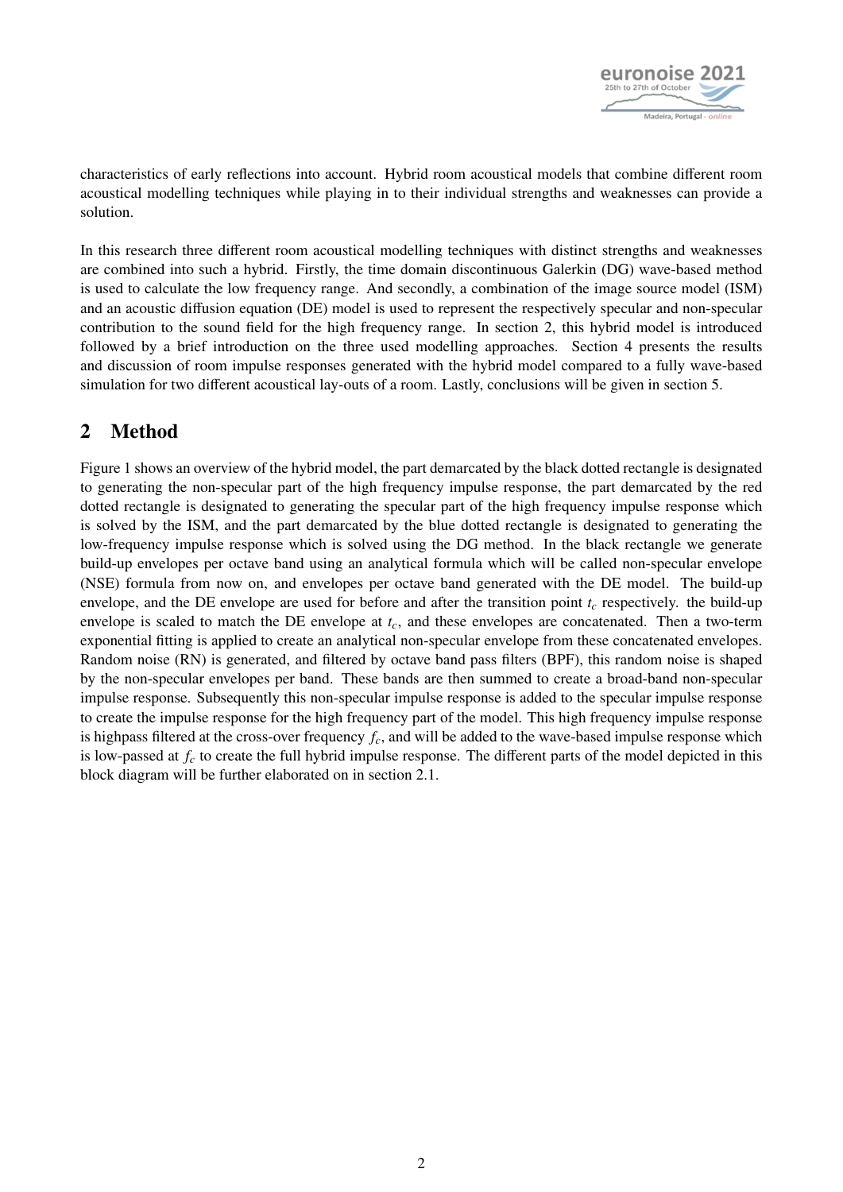characteristics of early reflections into account. Hybrid room acoustical models that combine different room acoustical modelling techniques while playing in to their individual strengths and weaknesses can provide a solution.

In this research three different room acoustical modelling techniques with distinct strengths and weaknesses are combined into such a hybrid. Firstly, the time domain discontinuous Galerkin (DG) wave-based method is used to calculate the low frequency range. And secondly, a combination of the image source model (ISM) and an acoustic diffusion equation (DE) model is used to represent the respectively specular and non-specular contribution to the sound field for the high frequency range. In section 2, this hybrid model is introduced followed by a brief introduction on the three used modelling approaches. Section 4 presents the results and discussion of room impulse responses generated with the hybrid model compared to a fully wave-based simulation for two different acoustical lay-outs of a room. Lastly, conclusions will be given in section 5.

## 2 Method

Figure 1 shows an overview of the hybrid model, the part demarcated by the black dotted rectangle is designated to generating the non-specular part of the high frequency impulse response, the part demarcated by the red dotted rectangle is designated to generating the specular part of the high frequency impulse response which is solved by the ISM, and the part demarcated by the blue dotted rectangle is designated to generating the low-frequency impulse response which is solved using the DG method. In the black rectangle we generate build-up envelopes per octave band using an analytical formula which will be called non-specular envelope (NSE) formula from now on, and envelopes per octave band generated with the DE model. The build-up envelope, and the DE envelope are used for before and after the transition point $t_c$ respectively. the build-up envelope is scaled to match the DE envelope at $t_c$, and these envelopes are concatenated. Then a two-term exponential fitting is applied to create an analytical non-specular envelope from these concatenated envelopes. Random noise (RN) is generated, and filtered by octave band pass filters (BPF), this random noise is shaped by the non-specular envelopes per band. These bands are then summed to create a broad-band non-specular impulse response. Subsequently this non-specular impulse response is added to the specular impulse response to create the impulse response for the high frequency part of the model. This high frequency impulse response is highpass filtered at the cross-over frequency $f_c$, and will be added to the wave-based impulse response which is low-passed at $f_c$ to create the full hybrid impulse response. The different parts of the model depicted in this block diagram will be further elaborated on in section 2.1.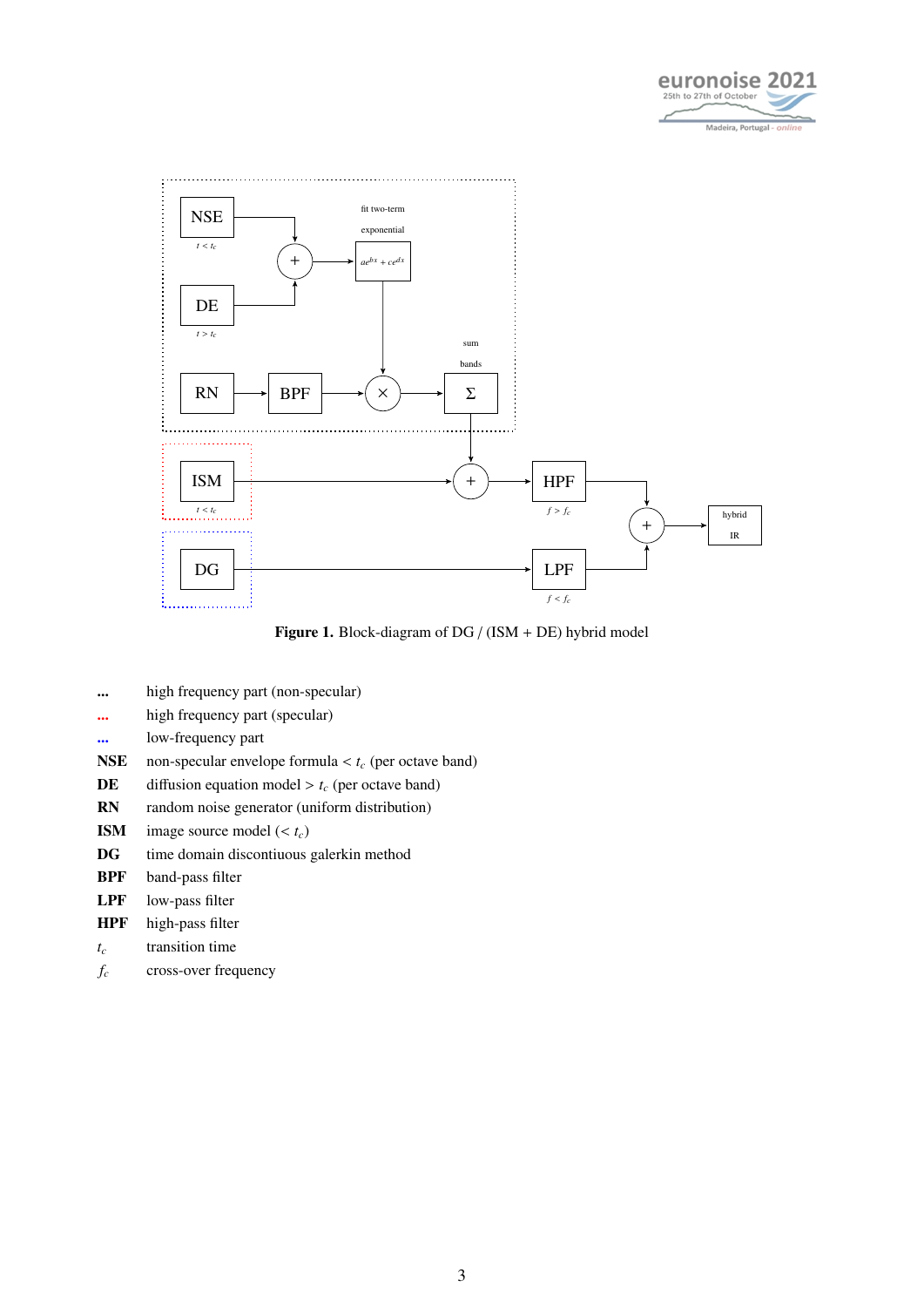**Figure 1.** Block-diagram of DG / (ISM + DE) hybrid model

| | |
|---|---|
| **...** | high frequency part (non-specular) |
| **...** | high frequency part (specular) |
| **...** | low-frequency part |
| **NSE** | non-specular envelope formula $< t_c$ (per octave band) |
| **DE** | diffusion equation model $> t_c$ (per octave band) |
| **RN** | random noise generator (uniform distribution) |
| **ISM** | image source model ($< t_c$) |
| **DG** | time domain discontiuous galerkin method |
| **BPF** | band-pass filter |
| **LPF** | low-pass filter |
| **HPF** | high-pass filter |
| $t_c$ | transition time |
| $f_c$ | cross-over frequency |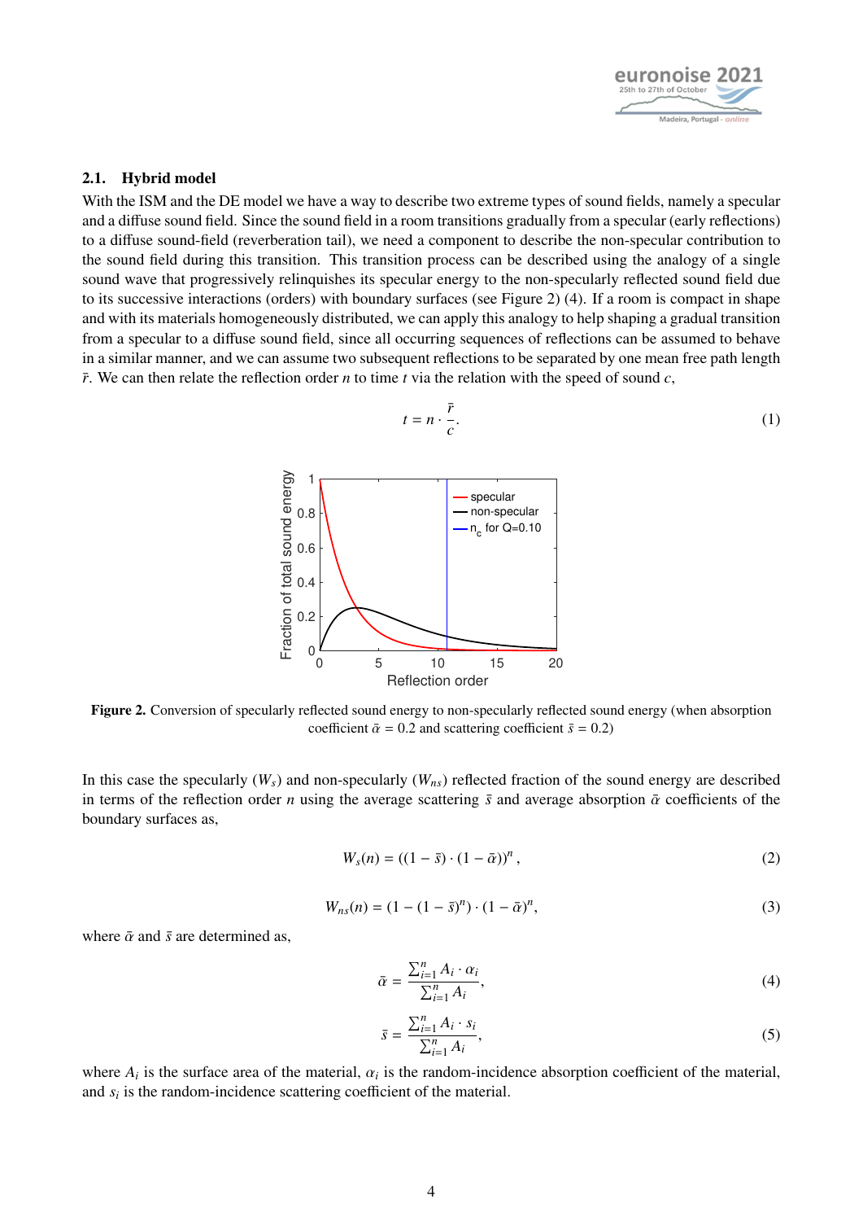### 2.1. Hybrid model

With the ISM and the DE model we have a way to describe two extreme types of sound fields, namely a specular and a diffuse sound field. Since the sound field in a room transitions gradually from a specular (early reflections) to a diffuse sound-field (reverberation tail), we need a component to describe the non-specular contribution to the sound field during this transition. This transition process can be described using the analogy of a single sound wave that progressively relinquishes its specular energy to the non-specularly reflected sound field due to its successive interactions (orders) with boundary surfaces (see Figure 2) (4). If a room is compact in shape and with its materials homogeneously distributed, we can apply this analogy to help shaping a gradual transition from a specular to a diffuse sound field, since all occurring sequences of reflections can be assumed to behave in a similar manner, and we can assume two subsequent reflections to be separated by one mean free path length $\bar{r}$. We can then relate the reflection order $n$ to time $t$ via the relation with the speed of sound $c$,

$$t = n \cdot \frac{\bar{r}}{c}. \tag{1}$$

**Figure 2.** Conversion of specularly reflected sound energy to non-specularly reflected sound energy (when absorption coefficient $\bar{\alpha} = 0.2$ and scattering coefficient $\bar{s} = 0.2$)

In this case the specularly ($W_s$) and non-specularly ($W_{ns}$) reflected fraction of the sound energy are described in terms of the reflection order $n$ using the average scattering $\bar{s}$ and average absorption $\bar{\alpha}$ coefficients of the boundary surfaces as,

$$W_s(n) = ((1 - \bar{s}) \cdot (1 - \bar{\alpha}))^n \,, \tag{2}$$

$$W_{ns}(n) = (1 - (1 - \bar{s})^n) \cdot (1 - \bar{\alpha})^n, \tag{3}$$

where $\bar{\alpha}$ and $\bar{s}$ are determined as,

$$\bar{\alpha} = \frac{\sum_{i=1}^{n} A_i \cdot \alpha_i}{\sum_{i=1}^{n} A_i}, \tag{4}$$

$$\bar{s} = \frac{\sum_{i=1}^{n} A_i \cdot s_i}{\sum_{i=1}^{n} A_i}, \tag{5}$$

where $A_i$ is the surface area of the material, $\alpha_i$ is the random-incidence absorption coefficient of the material, and $s_i$ is the random-incidence scattering coefficient of the material.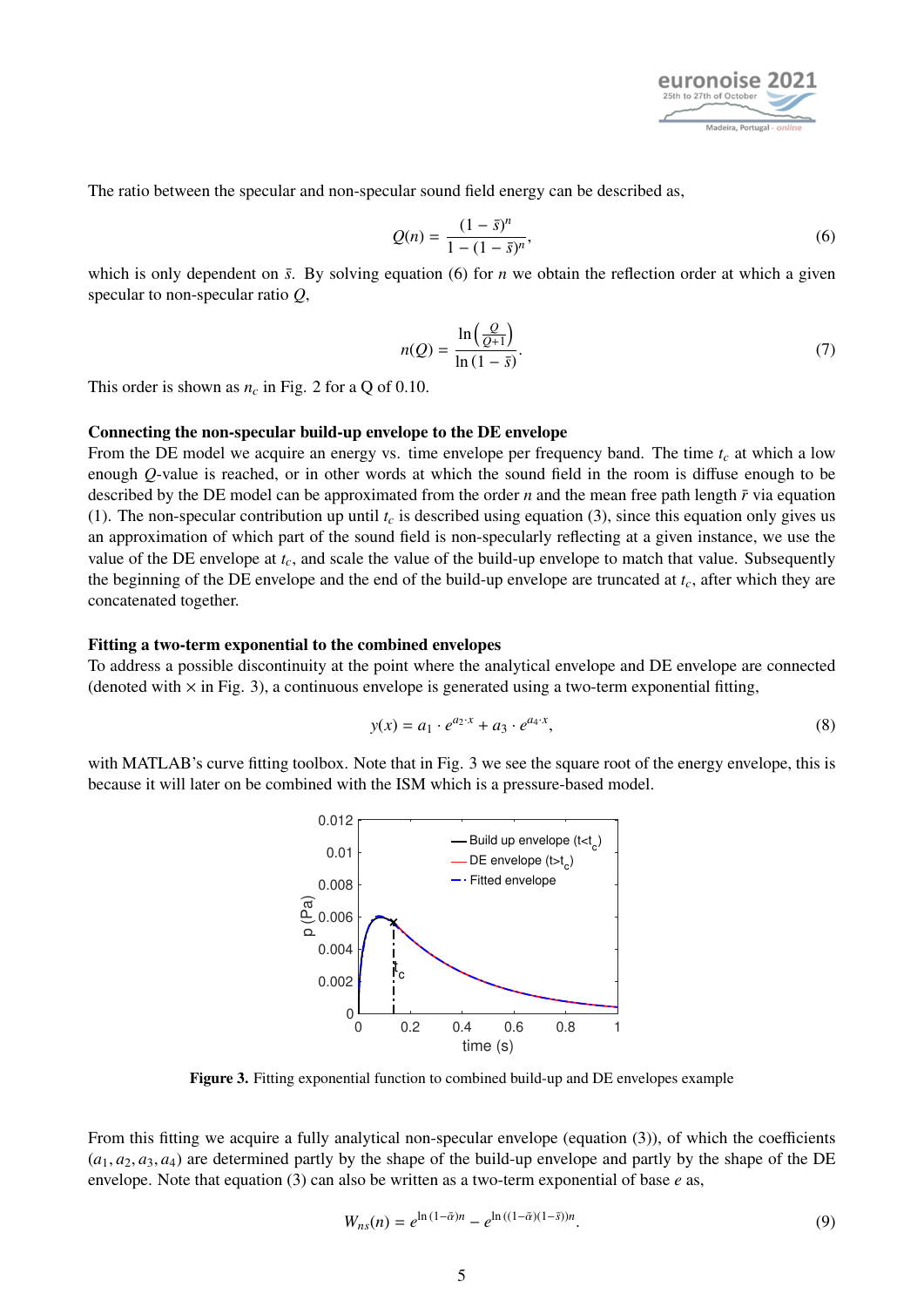The ratio between the specular and non-specular sound field energy can be described as,

$$Q(n) = \frac{(1-\bar{s})^n}{1-(1-\bar{s})^n}, \tag{6}$$

which is only dependent on $\bar{s}$. By solving equation (6) for $n$ we obtain the reflection order at which a given specular to non-specular ratio $Q$,

$$n(Q) = \frac{\ln\left(\frac{Q}{Q+1}\right)}{\ln(1-\bar{s})}. \tag{7}$$

This order is shown as $n_c$ in Fig. 2 for a Q of 0.10.

**Connecting the non-specular build-up envelope to the DE envelope**

From the DE model we acquire an energy vs. time envelope per frequency band. The time $t_c$ at which a low enough $Q$-value is reached, or in other words at which the sound field in the room is diffuse enough to be described by the DE model can be approximated from the order $n$ and the mean free path length $\bar{r}$ via equation (1). The non-specular contribution up until $t_c$ is described using equation (3), since this equation only gives us an approximation of which part of the sound field is non-specularly reflecting at a given instance, we use the value of the DE envelope at $t_c$, and scale the value of the build-up envelope to match that value. Subsequently the beginning of the DE envelope and the end of the build-up envelope are truncated at $t_c$, after which they are concatenated together.

**Fitting a two-term exponential to the combined envelopes**

To address a possible discontinuity at the point where the analytical envelope and DE envelope are connected (denoted with $\times$ in Fig. 3), a continuous envelope is generated using a two-term exponential fitting,

$$y(x) = a_1 \cdot e^{a_2 \cdot x} + a_3 \cdot e^{a_4 \cdot x}, \tag{8}$$

with MATLAB's curve fitting toolbox. Note that in Fig. 3 we see the square root of the energy envelope, this is because it will later on be combined with the ISM which is a pressure-based model.

**Figure 3.** Fitting exponential function to combined build-up and DE envelopes example

From this fitting we acquire a fully analytical non-specular envelope (equation (3)), of which the coefficients $(a_1, a_2, a_3, a_4)$ are determined partly by the shape of the build-up envelope and partly by the shape of the DE envelope. Note that equation (3) can also be written as a two-term exponential of base $e$ as,

$$W_{ns}(n) = e^{\ln(1-\bar{\alpha})n} - e^{\ln((1-\bar{\alpha})(1-\bar{s}))n}. \tag{9}$$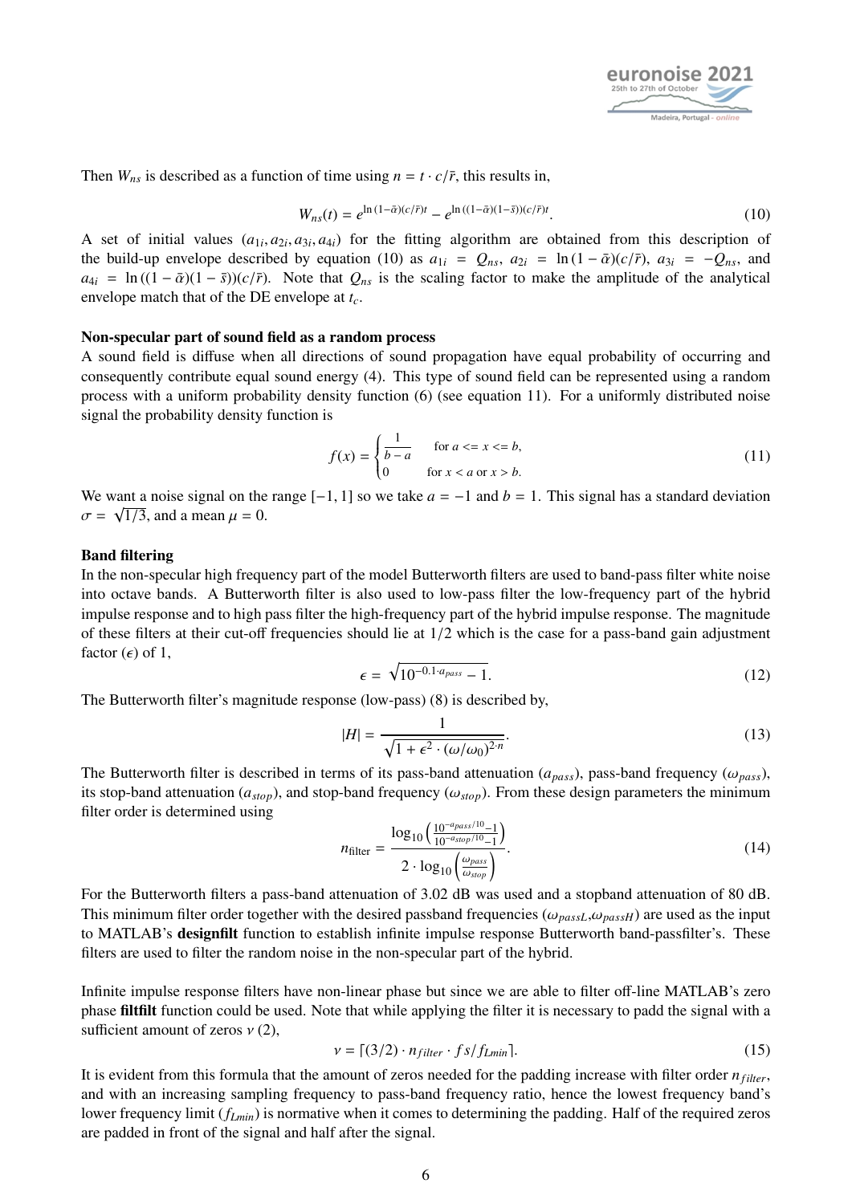Then $W_{ns}$ is described as a function of time using $n = t \cdot c/\bar{r}$, this results in,

$$W_{ns}(t) = e^{\ln(1-\bar{\alpha})(c/\bar{r})t} - e^{\ln((1-\bar{\alpha})(1-\bar{s}))(c/\bar{r})t}. \tag{10}$$

A set of initial values $(a_{1i}, a_{2i}, a_{3i}, a_{4i})$ for the fitting algorithm are obtained from this description of the build-up envelope described by equation (10) as $a_{1i} = Q_{ns}$, $a_{2i} = \ln(1-\bar{\alpha})(c/\bar{r})$, $a_{3i} = -Q_{ns}$, and $a_{4i} = \ln((1-\bar{\alpha})(1-\bar{s}))(c/\bar{r})$. Note that $Q_{ns}$ is the scaling factor to make the amplitude of the analytical envelope match that of the DE envelope at $t_c$.

### Non-specular part of sound field as a random process

A sound field is diffuse when all directions of sound propagation have equal probability of occurring and consequently contribute equal sound energy (4). This type of sound field can be represented using a random process with a uniform probability density function (6) (see equation 11). For a uniformly distributed noise signal the probability density function is

$$f(x) = \begin{cases} \dfrac{1}{b-a} & \text{for } a <= x <= b, \\ 0 & \text{for } x < a \text{ or } x > b. \end{cases} \tag{11}$$

We want a noise signal on the range $[-1, 1]$ so we take $a = -1$ and $b = 1$. This signal has a standard deviation $\sigma = \sqrt{1/3}$, and a mean $\mu = 0$.

### Band filtering

In the non-specular high frequency part of the model Butterworth filters are used to band-pass filter white noise into octave bands. A Butterworth filter is also used to low-pass filter the low-frequency part of the hybrid impulse response and to high pass filter the high-frequency part of the hybrid impulse response. The magnitude of these filters at their cut-off frequencies should lie at 1/2 which is the case for a pass-band gain adjustment factor ($\epsilon$) of 1,

$$\epsilon = \sqrt{10^{-0.1 \cdot a_{pass}} - 1}. \tag{12}$$

The Butterworth filter's magnitude response (low-pass) (8) is described by,

$$|H| = \frac{1}{\sqrt{1 + \epsilon^2 \cdot (\omega/\omega_0)^{2 \cdot n}}}. \tag{13}$$

The Butterworth filter is described in terms of its pass-band attenuation ($a_{pass}$), pass-band frequency ($\omega_{pass}$), its stop-band attenuation ($a_{stop}$), and stop-band frequency ($\omega_{stop}$). From these design parameters the minimum filter order is determined using

$$n_{\text{filter}} = \frac{\log_{10}\left(\frac{10^{-a_{pass}/10}-1}{10^{-a_{stop}/10}-1}\right)}{2 \cdot \log_{10}\left(\frac{\omega_{pass}}{\omega_{stop}}\right)}. \tag{14}$$

For the Butterworth filters a pass-band attenuation of 3.02 dB was used and a stopband attenuation of 80 dB. This minimum filter order together with the desired passband frequencies ($\omega_{passL}$,$\omega_{passH}$) are used as the input to MATLAB's **designfilt** function to establish infinite impulse response Butterworth band-passfilter's. These filters are used to filter the random noise in the non-specular part of the hybrid.

Infinite impulse response filters have non-linear phase but since we are able to filter off-line MATLAB's zero phase **filtfilt** function could be used. Note that while applying the filter it is necessary to padd the signal with a sufficient amount of zeros $\nu$ (2),

$$\nu = \lceil (3/2) \cdot n_{filter} \cdot fs/f_{Lmin} \rceil. \tag{15}$$

It is evident from this formula that the amount of zeros needed for the padding increase with filter order $n_{filter}$, and with an increasing sampling frequency to pass-band frequency ratio, hence the lowest frequency band's lower frequency limit ($f_{Lmin}$) is normative when it comes to determining the padding. Half of the required zeros are padded in front of the signal and half after the signal.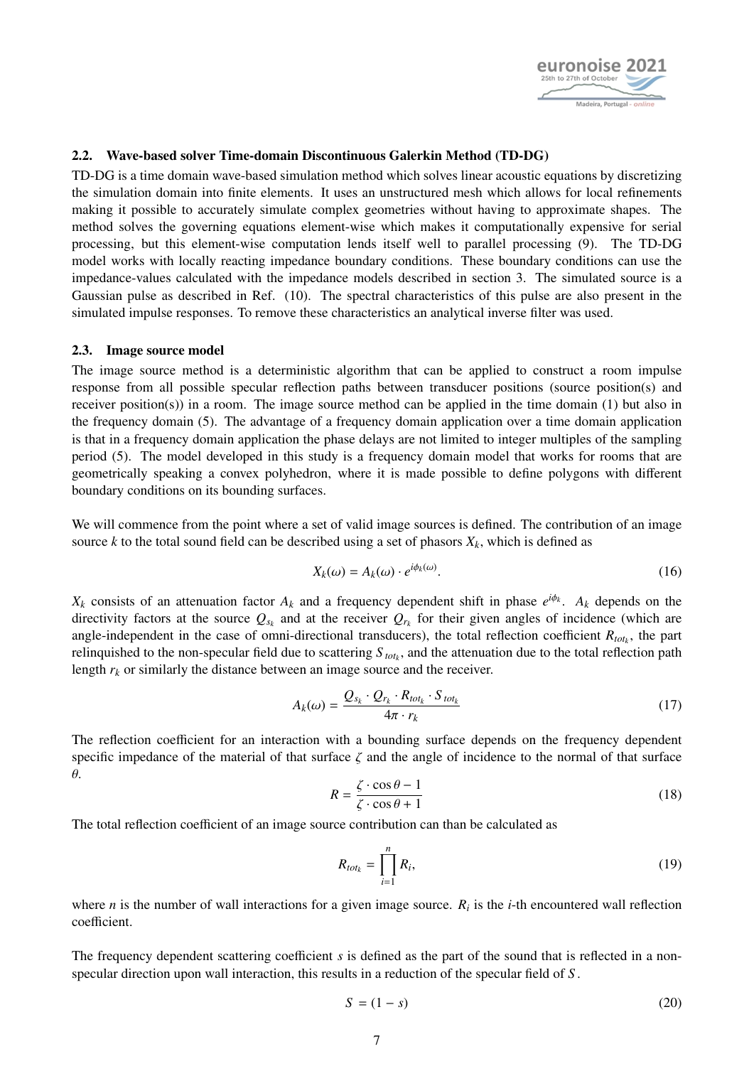### 2.2. Wave-based solver Time-domain Discontinuous Galerkin Method (TD-DG)

TD-DG is a time domain wave-based simulation method which solves linear acoustic equations by discretizing the simulation domain into finite elements. It uses an unstructured mesh which allows for local refinements making it possible to accurately simulate complex geometries without having to approximate shapes. The method solves the governing equations element-wise which makes it computationally expensive for serial processing, but this element-wise computation lends itself well to parallel processing (9). The TD-DG model works with locally reacting impedance boundary conditions. These boundary conditions can use the impedance-values calculated with the impedance models described in section 3. The simulated source is a Gaussian pulse as described in Ref. (10). The spectral characteristics of this pulse are also present in the simulated impulse responses. To remove these characteristics an analytical inverse filter was used.

### 2.3. Image source model

The image source method is a deterministic algorithm that can be applied to construct a room impulse response from all possible specular reflection paths between transducer positions (source position(s) and receiver position(s)) in a room. The image source method can be applied in the time domain (1) but also in the frequency domain (5). The advantage of a frequency domain application over a time domain application is that in a frequency domain application the phase delays are not limited to integer multiples of the sampling period (5). The model developed in this study is a frequency domain model that works for rooms that are geometrically speaking a convex polyhedron, where it is made possible to define polygons with different boundary conditions on its bounding surfaces.

We will commence from the point where a set of valid image sources is defined. The contribution of an image source $k$ to the total sound field can be described using a set of phasors $X_k$, which is defined as

$$X_k(\omega) = A_k(\omega) \cdot e^{i\phi_k(\omega)}. \tag{16}$$

$X_k$ consists of an attenuation factor $A_k$ and a frequency dependent shift in phase $e^{i\phi_k}$. $A_k$ depends on the directivity factors at the source $Q_{s_k}$ and at the receiver $Q_{r_k}$ for their given angles of incidence (which are angle-independent in the case of omni-directional transducers), the total reflection coefficient $R_{tot_k}$, the part relinquished to the non-specular field due to scattering $S_{tot_k}$, and the attenuation due to the total reflection path length $r_k$ or similarly the distance between an image source and the receiver.

$$A_k(\omega) = \frac{Q_{s_k} \cdot Q_{r_k} \cdot R_{tot_k} \cdot S_{tot_k}}{4\pi \cdot r_k} \tag{17}$$

The reflection coefficient for an interaction with a bounding surface depends on the frequency dependent specific impedance of the material of that surface $\zeta$ and the angle of incidence to the normal of that surface $\theta$.

$$R = \frac{\zeta \cdot \cos\theta - 1}{\zeta \cdot \cos\theta + 1} \tag{18}$$

The total reflection coefficient of an image source contribution can than be calculated as

$$R_{tot_k} = \prod_{i=1}^{n} R_i, \tag{19}$$

where $n$ is the number of wall interactions for a given image source. $R_i$ is the $i$-th encountered wall reflection coefficient.

The frequency dependent scattering coefficient $s$ is defined as the part of the sound that is reflected in a non-specular direction upon wall interaction, this results in a reduction of the specular field of $S$.

$$S = (1 - s) \tag{20}$$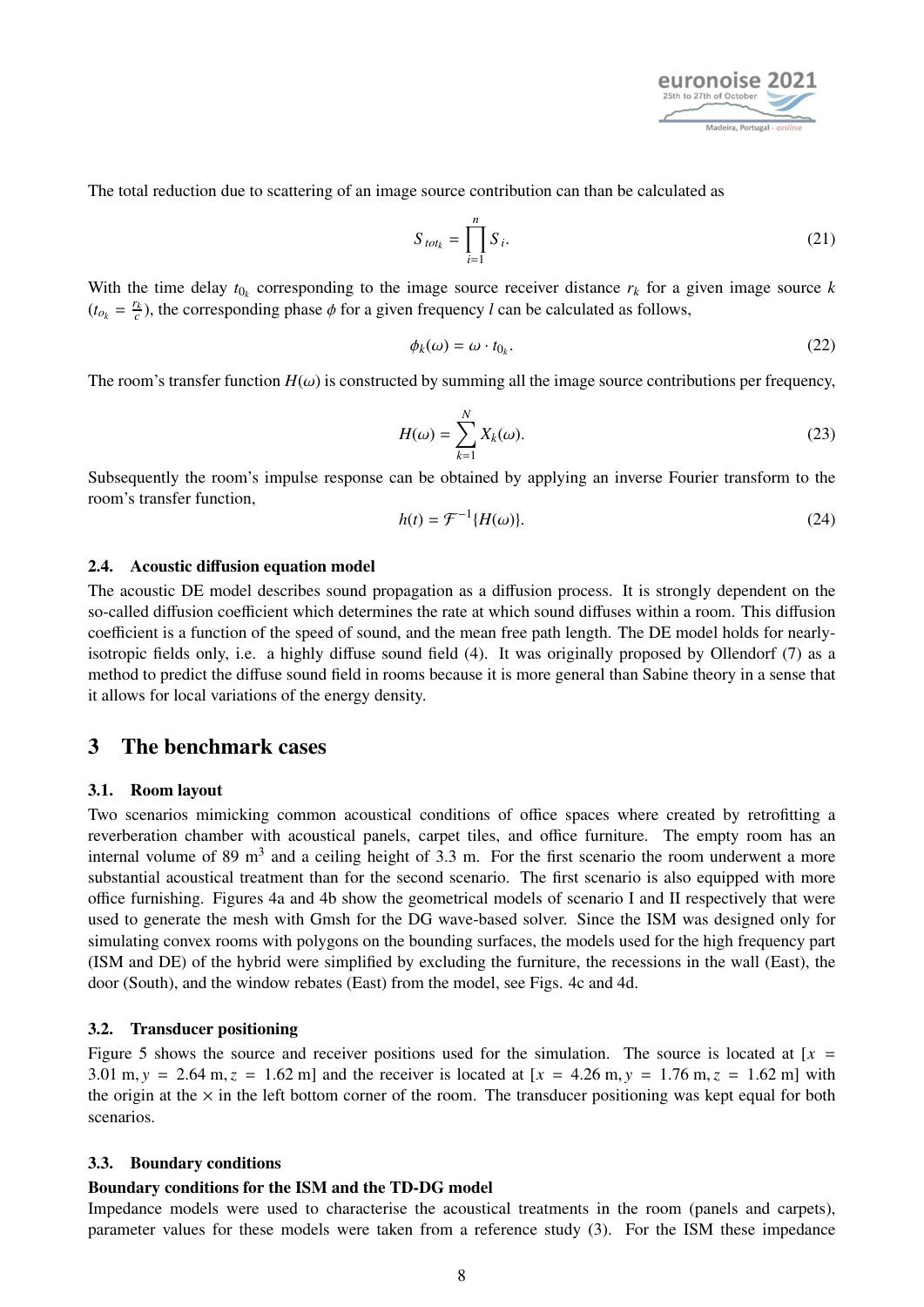The total reduction due to scattering of an image source contribution can than be calculated as

$$S_{tot_k} = \prod_{i=1}^{n} S_i. \tag{21}$$

With the time delay $t_{0_k}$ corresponding to the image source receiver distance $r_k$ for a given image source $k$ ($t_{0_k} = \frac{r_k}{c}$), the corresponding phase $\phi$ for a given frequency $l$ can be calculated as follows,

$$\phi_k(\omega) = \omega \cdot t_{0_k}. \tag{22}$$

The room's transfer function $H(\omega)$ is constructed by summing all the image source contributions per frequency,

$$H(\omega) = \sum_{k=1}^{N} X_k(\omega). \tag{23}$$

Subsequently the room's impulse response can be obtained by applying an inverse Fourier transform to the room's transfer function,

$$h(t) = \mathcal{F}^{-1}\{H(\omega)\}. \tag{24}$$

### 2.4. Acoustic diffusion equation model

The acoustic DE model describes sound propagation as a diffusion process. It is strongly dependent on the so-called diffusion coefficient which determines the rate at which sound diffuses within a room. This diffusion coefficient is a function of the speed of sound, and the mean free path length. The DE model holds for nearly-isotropic fields only, i.e. a highly diffuse sound field (4). It was originally proposed by Ollendorf (7) as a method to predict the diffuse sound field in rooms because it is more general than Sabine theory in a sense that it allows for local variations of the energy density.

## 3 The benchmark cases

### 3.1. Room layout

Two scenarios mimicking common acoustical conditions of office spaces where created by retrofitting a reverberation chamber with acoustical panels, carpet tiles, and office furniture. The empty room has an internal volume of 89 m$^3$ and a ceiling height of 3.3 m. For the first scenario the room underwent a more substantial acoustical treatment than for the second scenario. The first scenario is also equipped with more office furnishing. Figures 4a and 4b show the geometrical models of scenario I and II respectively that were used to generate the mesh with Gmsh for the DG wave-based solver. Since the ISM was designed only for simulating convex rooms with polygons on the bounding surfaces, the models used for the high frequency part (ISM and DE) of the hybrid were simplified by excluding the furniture, the recessions in the wall (East), the door (South), and the window rebates (East) from the model, see Figs. 4c and 4d.

### 3.2. Transducer positioning

Figure 5 shows the source and receiver positions used for the simulation. The source is located at [$x$ = 3.01 m, $y$ = 2.64 m, $z$ = 1.62 m] and the receiver is located at [$x$ = 4.26 m, $y$ = 1.76 m, $z$ = 1.62 m] with the origin at the $\times$ in the left bottom corner of the room. The transducer positioning was kept equal for both scenarios.

### 3.3. Boundary conditions

**Boundary conditions for the ISM and the TD-DG model**

Impedance models were used to characterise the acoustical treatments in the room (panels and carpets), parameter values for these models were taken from a reference study (3). For the ISM these impedance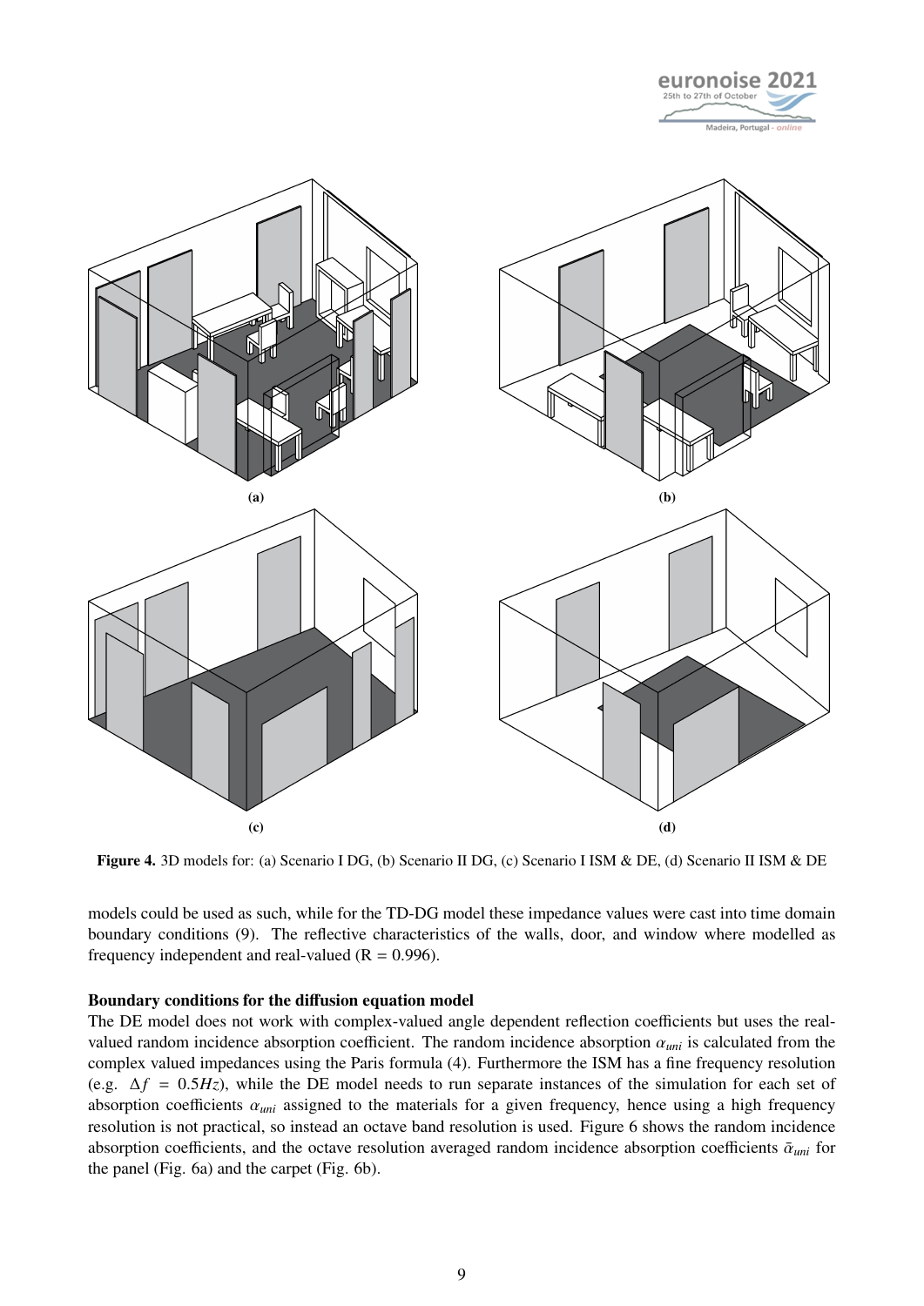(a) (b)

(c) (d)

**Figure 4.** 3D models for: (a) Scenario I DG, (b) Scenario II DG, (c) Scenario I ISM & DE, (d) Scenario II ISM & DE

models could be used as such, while for the TD-DG model these impedance values were cast into time domain boundary conditions (9). The reflective characteristics of the walls, door, and window where modelled as frequency independent and real-valued (R = 0.996).

**Boundary conditions for the diffusion equation model**

The DE model does not work with complex-valued angle dependent reflection coefficients but uses the real-valued random incidence absorption coefficient. The random incidence absorption $\alpha_{uni}$ is calculated from the complex valued impedances using the Paris formula (4). Furthermore the ISM has a fine frequency resolution (e.g. $\Delta f = 0.5Hz$), while the DE model needs to run separate instances of the simulation for each set of absorption coefficients $\alpha_{uni}$ assigned to the materials for a given frequency, hence using a high frequency resolution is not practical, so instead an octave band resolution is used. Figure 6 shows the random incidence absorption coefficients, and the octave resolution averaged random incidence absorption coefficients $\bar{\alpha}_{uni}$ for the panel (Fig. 6a) and the carpet (Fig. 6b).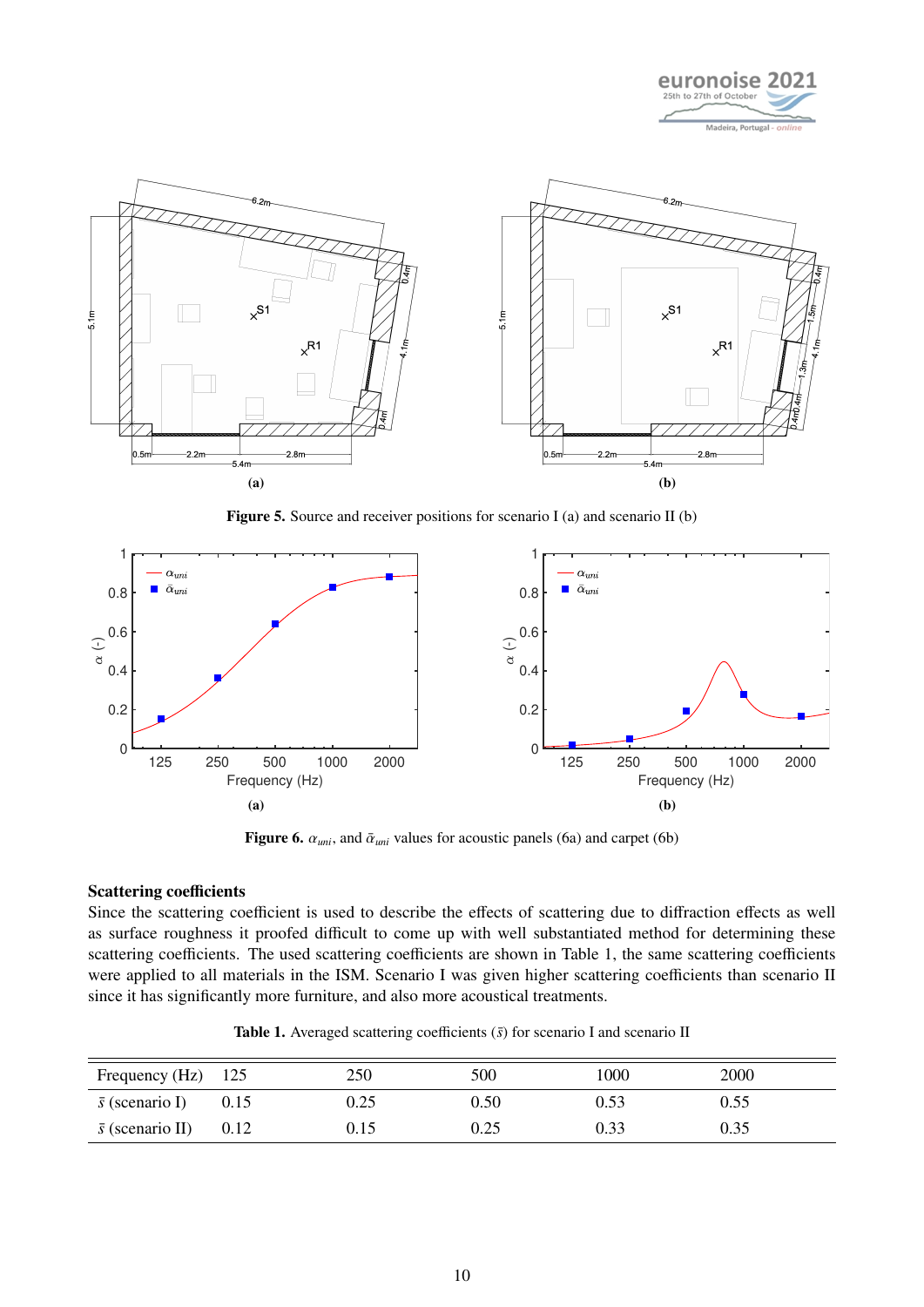Figure 5. Source and receiver positions for scenario I (a) and scenario II (b)

Figure 6. $\alpha_{uni}$, and $\bar{\alpha}_{uni}$ values for acoustic panels (6a) and carpet (6b)

### Scattering coefficients

Since the scattering coefficient is used to describe the effects of scattering due to diffraction effects as well as surface roughness it proofed difficult to come up with well substantiated method for determining these scattering coefficients. The used scattering coefficients are shown in Table 1, the same scattering coefficients were applied to all materials in the ISM. Scenario I was given higher scattering coefficients than scenario II since it has significantly more furniture, and also more acoustical treatments.

Table 1. Averaged scattering coefficients ($\bar{s}$) for scenario I and scenario II

| Frequency (Hz) | 125 | 250 | 500 | 1000 | 2000 |
|---|---|---|---|---|---|
| $\bar{s}$ (scenario I) | 0.15 | 0.25 | 0.50 | 0.53 | 0.55 |
| $\bar{s}$ (scenario II) | 0.12 | 0.15 | 0.25 | 0.33 | 0.35 |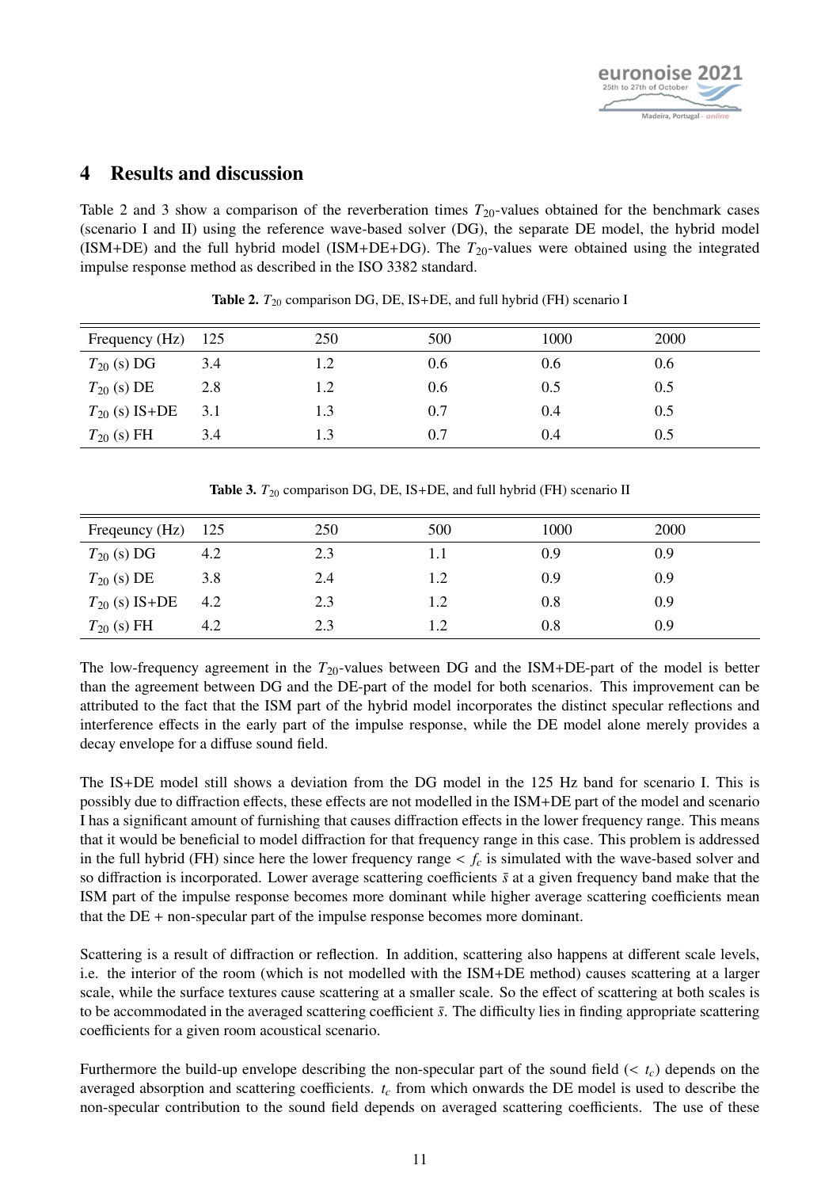## 4 Results and discussion

Table 2 and 3 show a comparison of the reverberation times $T_{20}$-values obtained for the benchmark cases (scenario I and II) using the reference wave-based solver (DG), the separate DE model, the hybrid model (ISM+DE) and the full hybrid model (ISM+DE+DG). The $T_{20}$-values were obtained using the integrated impulse response method as described in the ISO 3382 standard.

**Table 2.** $T_{20}$ comparison DG, DE, IS+DE, and full hybrid (FH) scenario I

| Frequency (Hz) | 125 | 250 | 500 | 1000 | 2000 |
|---|---|---|---|---|---|
| $T_{20}$ (s) DG | 3.4 | 1.2 | 0.6 | 0.6 | 0.6 |
| $T_{20}$ (s) DE | 2.8 | 1.2 | 0.6 | 0.5 | 0.5 |
| $T_{20}$ (s) IS+DE | 3.1 | 1.3 | 0.7 | 0.4 | 0.5 |
| $T_{20}$ (s) FH | 3.4 | 1.3 | 0.7 | 0.4 | 0.5 |

**Table 3.** $T_{20}$ comparison DG, DE, IS+DE, and full hybrid (FH) scenario II

| Freqeuncy (Hz) | 125 | 250 | 500 | 1000 | 2000 |
|---|---|---|---|---|---|
| $T_{20}$ (s) DG | 4.2 | 2.3 | 1.1 | 0.9 | 0.9 |
| $T_{20}$ (s) DE | 3.8 | 2.4 | 1.2 | 0.9 | 0.9 |
| $T_{20}$ (s) IS+DE | 4.2 | 2.3 | 1.2 | 0.8 | 0.9 |
| $T_{20}$ (s) FH | 4.2 | 2.3 | 1.2 | 0.8 | 0.9 |

The low-frequency agreement in the $T_{20}$-values between DG and the ISM+DE-part of the model is better than the agreement between DG and the DE-part of the model for both scenarios. This improvement can be attributed to the fact that the ISM part of the hybrid model incorporates the distinct specular reflections and interference effects in the early part of the impulse response, while the DE model alone merely provides a decay envelope for a diffuse sound field.

The IS+DE model still shows a deviation from the DG model in the 125 Hz band for scenario I. This is possibly due to diffraction effects, these effects are not modelled in the ISM+DE part of the model and scenario I has a significant amount of furnishing that causes diffraction effects in the lower frequency range. This means that it would be beneficial to model diffraction for that frequency range in this case. This problem is addressed in the full hybrid (FH) since here the lower frequency range $< f_c$ is simulated with the wave-based solver and so diffraction is incorporated. Lower average scattering coefficients $\bar{s}$ at a given frequency band make that the ISM part of the impulse response becomes more dominant while higher average scattering coefficients mean that the DE + non-specular part of the impulse response becomes more dominant.

Scattering is a result of diffraction or reflection. In addition, scattering also happens at different scale levels, i.e. the interior of the room (which is not modelled with the ISM+DE method) causes scattering at a larger scale, while the surface textures cause scattering at a smaller scale. So the effect of scattering at both scales is to be accommodated in the averaged scattering coefficient $\bar{s}$. The difficulty lies in finding appropriate scattering coefficients for a given room acoustical scenario.

Furthermore the build-up envelope describing the non-specular part of the sound field ($< t_c$) depends on the averaged absorption and scattering coefficients. $t_c$ from which onwards the DE model is used to describe the non-specular contribution to the sound field depends on averaged scattering coefficients. The use of these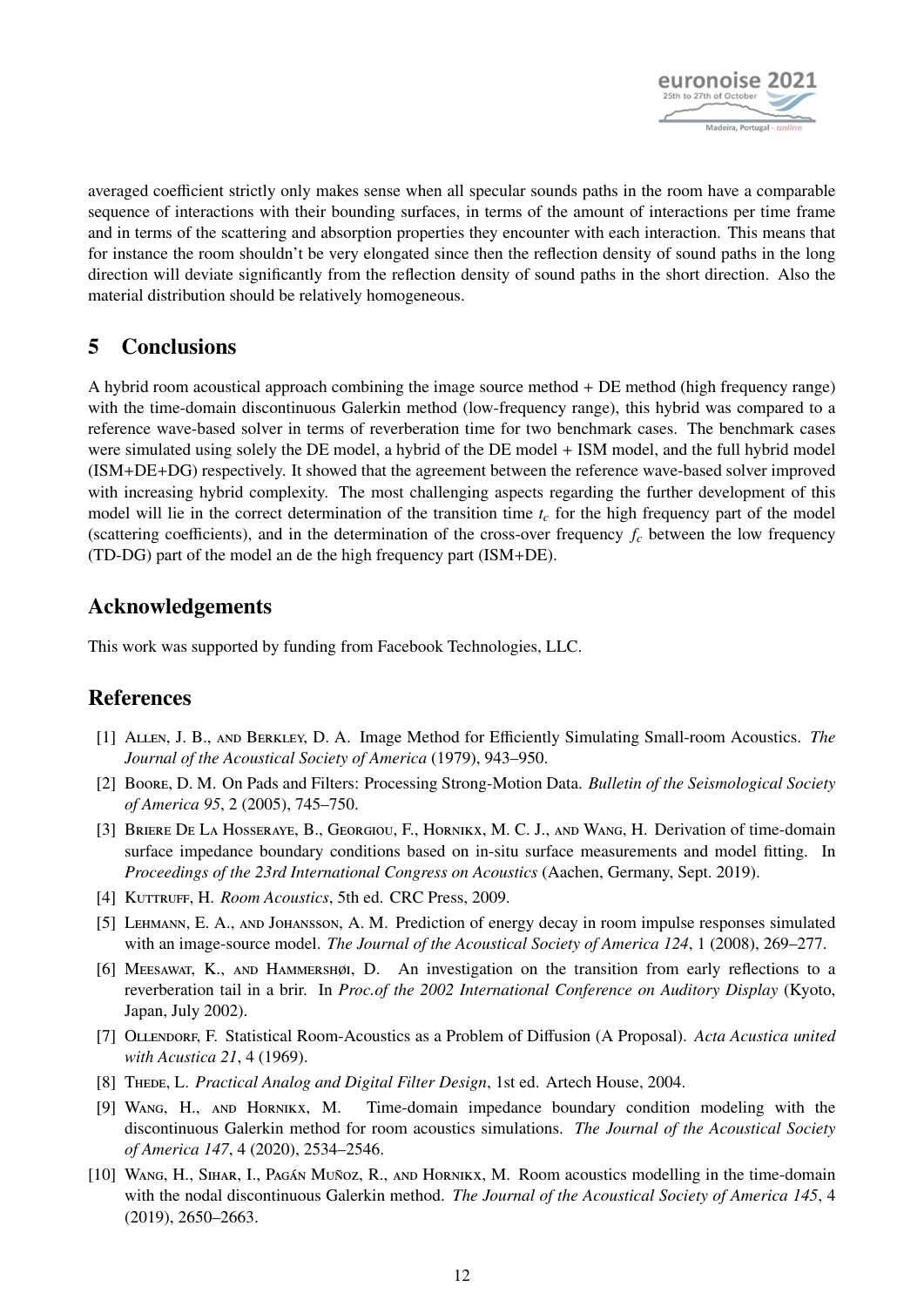averaged coefficient strictly only makes sense when all specular sounds paths in the room have a comparable sequence of interactions with their bounding surfaces, in terms of the amount of interactions per time frame and in terms of the scattering and absorption properties they encounter with each interaction. This means that for instance the room shouldn't be very elongated since then the reflection density of sound paths in the long direction will deviate significantly from the reflection density of sound paths in the short direction. Also the material distribution should be relatively homogeneous.

## 5 Conclusions

A hybrid room acoustical approach combining the image source method + DE method (high frequency range) with the time-domain discontinuous Galerkin method (low-frequency range), this hybrid was compared to a reference wave-based solver in terms of reverberation time for two benchmark cases. The benchmark cases were simulated using solely the DE model, a hybrid of the DE model + ISM model, and the full hybrid model (ISM+DE+DG) respectively. It showed that the agreement between the reference wave-based solver improved with increasing hybrid complexity. The most challenging aspects regarding the further development of this model will lie in the correct determination of the transition time $t_c$ for the high frequency part of the model (scattering coefficients), and in the determination of the cross-over frequency $f_c$ between the low frequency (TD-DG) part of the model an de the high frequency part (ISM+DE).

## Acknowledgements

This work was supported by funding from Facebook Technologies, LLC.

## References

[1] Allen, J. B., and Berkley, D. A. Image Method for Efficiently Simulating Small-room Acoustics. *The Journal of the Acoustical Society of America* (1979), 943–950.

[2] Boore, D. M. On Pads and Filters: Processing Strong-Motion Data. *Bulletin of the Seismological Society of America 95*, 2 (2005), 745–750.

[3] Briere De La Hosseraye, B., Georgiou, F., Hornikx, M. C. J., and Wang, H. Derivation of time-domain surface impedance boundary conditions based on in-situ surface measurements and model fitting. In *Proceedings of the 23rd International Congress on Acoustics* (Aachen, Germany, Sept. 2019).

[4] Kuttruff, H. *Room Acoustics*, 5th ed. CRC Press, 2009.

[5] Lehmann, E. A., and Johansson, A. M. Prediction of energy decay in room impulse responses simulated with an image-source model. *The Journal of the Acoustical Society of America 124*, 1 (2008), 269–277.

[6] Meesawat, K., and Hammershøi, D. An investigation on the transition from early reflections to a reverberation tail in a brir. In *Proc.of the 2002 International Conference on Auditory Display* (Kyoto, Japan, July 2002).

[7] Ollendorf, F. Statistical Room-Acoustics as a Problem of Diffusion (A Proposal). *Acta Acustica united with Acustica 21*, 4 (1969).

[8] Thede, L. *Practical Analog and Digital Filter Design*, 1st ed. Artech House, 2004.

[9] Wang, H., and Hornikx, M. Time-domain impedance boundary condition modeling with the discontinuous Galerkin method for room acoustics simulations. *The Journal of the Acoustical Society of America 147*, 4 (2020), 2534–2546.

[10] Wang, H., Sihar, I., Pagán Muñoz, R., and Hornikx, M. Room acoustics modelling in the time-domain with the nodal discontinuous Galerkin method. *The Journal of the Acoustical Society of America 145*, 4 (2019), 2650–2663.